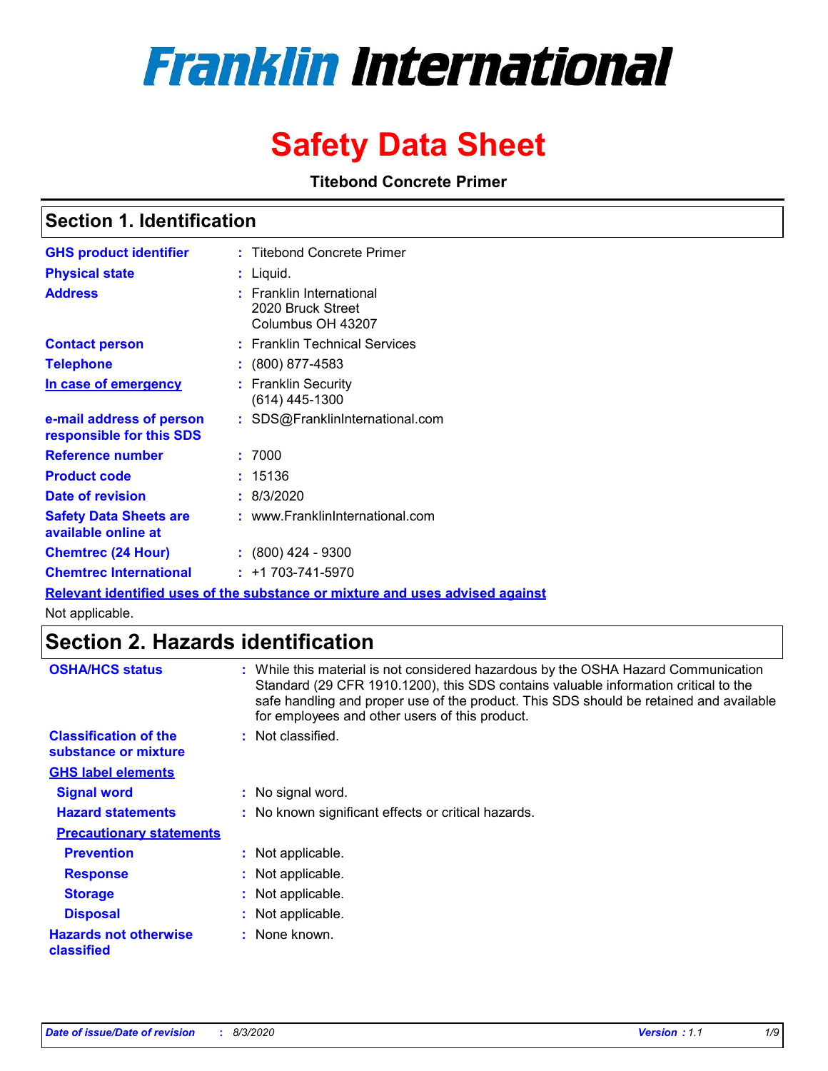# Franklin International

# Safety Data Sheet

**Titebond Concrete Primer**

## Section 1. Identification

| | |
|---|---|
| **GHS product identifier** | : Titebond Concrete Primer |
| **Physical state** | : Liquid. |
| **Address** | : Franklin International<br>2020 Bruck Street<br>Columbus OH 43207 |
| **Contact person** | : Franklin Technical Services |
| **Telephone** | : (800) 877-4583 |
| **In case of emergency** | : Franklin Security<br>(614) 445-1300 |
| **e-mail address of person responsible for this SDS** | : SDS@FranklinInternational.com |
| **Reference number** | : 7000 |
| **Product code** | : 15136 |
| **Date of revision** | : 8/3/2020 |
| **Safety Data Sheets are available online at** | : www.FranklinInternational.com |
| **Chemtrec (24 Hour)** | : (800) 424 - 9300 |
| **Chemtrec International** | : +1 703-741-5970 |

**Relevant identified uses of the substance or mixture and uses advised against**

Not applicable.

## Section 2. Hazards identification

| | |
|---|---|
| **OSHA/HCS status** | : While this material is not considered hazardous by the OSHA Hazard Communication Standard (29 CFR 1910.1200), this SDS contains valuable information critical to the safe handling and proper use of the product. This SDS should be retained and available for employees and other users of this product. |
| **Classification of the substance or mixture** | : Not classified. |

**GHS label elements**

| | |
|---|---|
| **Signal word** | : No signal word. |
| **Hazard statements** | : No known significant effects or critical hazards. |

**Precautionary statements**

| | |
|---|---|
| **Prevention** | : Not applicable. |
| **Response** | : Not applicable. |
| **Storage** | : Not applicable. |
| **Disposal** | : Not applicable. |
| **Hazards not otherwise classified** | : None known. |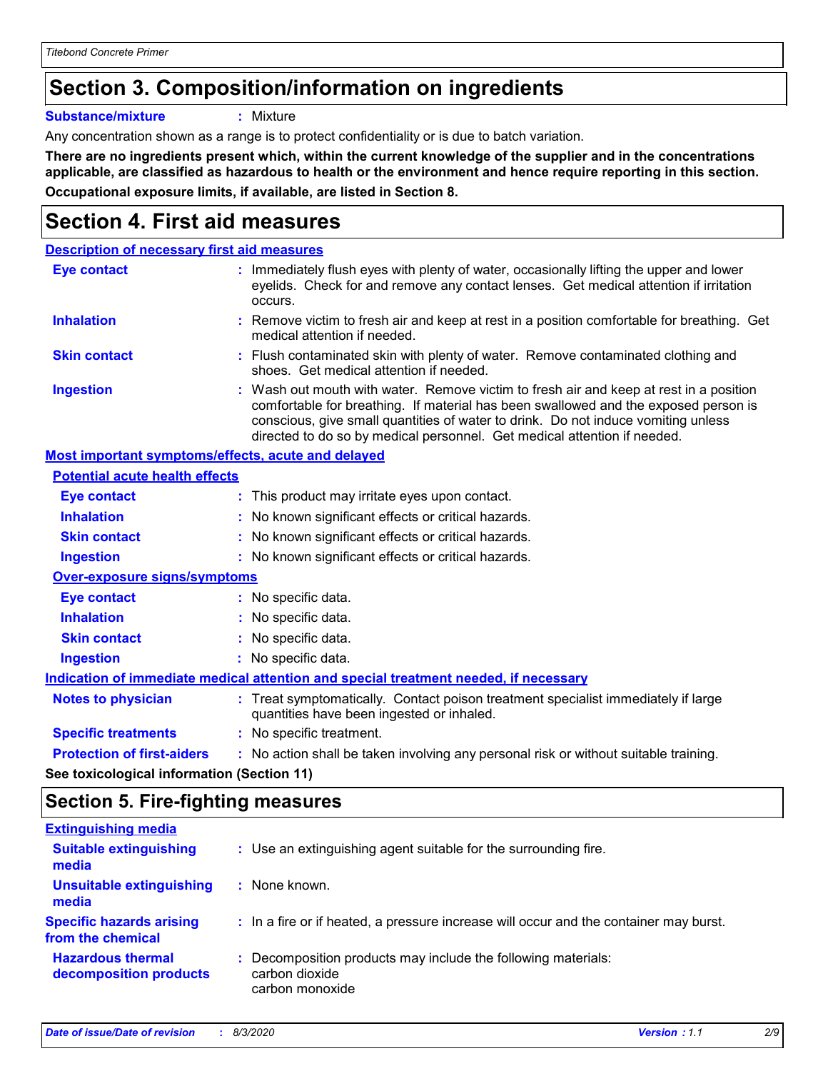## Section 3. Composition/information on ingredients

**Substance/mixture** : Mixture

Any concentration shown as a range is to protect confidentiality or is due to batch variation.

**There are no ingredients present which, within the current knowledge of the supplier and in the concentrations applicable, are classified as hazardous to health or the environment and hence require reporting in this section.**

**Occupational exposure limits, if available, are listed in Section 8.**

## Section 4. First aid measures

### Description of necessary first aid measures

**Eye contact** : Immediately flush eyes with plenty of water, occasionally lifting the upper and lower eyelids. Check for and remove any contact lenses. Get medical attention if irritation occurs.

**Inhalation** : Remove victim to fresh air and keep at rest in a position comfortable for breathing. Get medical attention if needed.

**Skin contact** : Flush contaminated skin with plenty of water. Remove contaminated clothing and shoes. Get medical attention if needed.

**Ingestion** : Wash out mouth with water. Remove victim to fresh air and keep at rest in a position comfortable for breathing. If material has been swallowed and the exposed person is conscious, give small quantities of water to drink. Do not induce vomiting unless directed to do so by medical personnel. Get medical attention if needed.

### Most important symptoms/effects, acute and delayed

**Potential acute health effects**

**Eye contact** : This product may irritate eyes upon contact.

**Inhalation** : No known significant effects or critical hazards.

**Skin contact** : No known significant effects or critical hazards.

**Ingestion** : No known significant effects or critical hazards.

**Over-exposure signs/symptoms**

**Eye contact** : No specific data.

**Inhalation** : No specific data.

**Skin contact** : No specific data.

**Ingestion** : No specific data.

### Indication of immediate medical attention and special treatment needed, if necessary

**Notes to physician** : Treat symptomatically. Contact poison treatment specialist immediately if large quantities have been ingested or inhaled.

**Specific treatments** : No specific treatment.

**Protection of first-aiders** : No action shall be taken involving any personal risk or without suitable training.

**See toxicological information (Section 11)**

## Section 5. Fire-fighting measures

### Extinguishing media

**Suitable extinguishing media** : Use an extinguishing agent suitable for the surrounding fire.

**Unsuitable extinguishing media** : None known.

**Specific hazards arising from the chemical** : In a fire or if heated, a pressure increase will occur and the container may burst.

**Hazardous thermal decomposition products** : Decomposition products may include the following materials:
carbon dioxide
carbon monoxide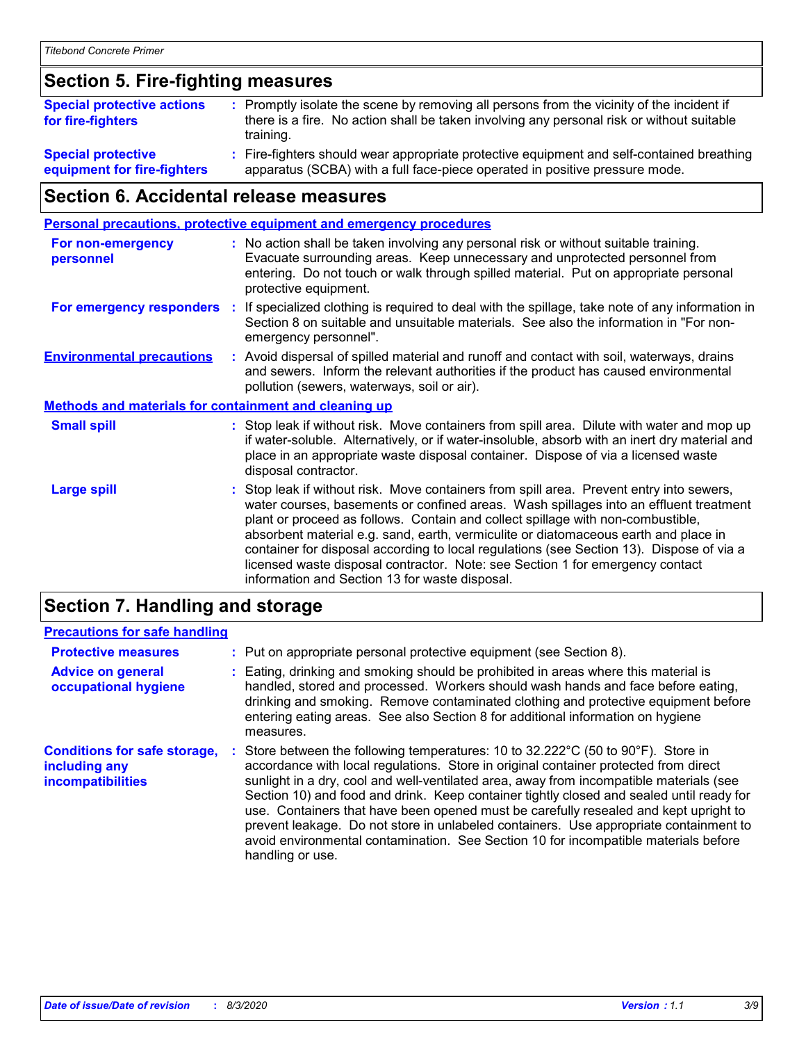## Section 5. Fire-fighting measures

**Special protective actions for fire-fighters** : Promptly isolate the scene by removing all persons from the vicinity of the incident if there is a fire. No action shall be taken involving any personal risk or without suitable training.

**Special protective equipment for fire-fighters** : Fire-fighters should wear appropriate protective equipment and self-contained breathing apparatus (SCBA) with a full face-piece operated in positive pressure mode.

## Section 6. Accidental release measures

### Personal precautions, protective equipment and emergency procedures

**For non-emergency personnel** : No action shall be taken involving any personal risk or without suitable training. Evacuate surrounding areas. Keep unnecessary and unprotected personnel from entering. Do not touch or walk through spilled material. Put on appropriate personal protective equipment.

**For emergency responders** : If specialized clothing is required to deal with the spillage, take note of any information in Section 8 on suitable and unsuitable materials. See also the information in "For non-emergency personnel".

**Environmental precautions** : Avoid dispersal of spilled material and runoff and contact with soil, waterways, drains and sewers. Inform the relevant authorities if the product has caused environmental pollution (sewers, waterways, soil or air).

### Methods and materials for containment and cleaning up

**Small spill** : Stop leak if without risk. Move containers from spill area. Dilute with water and mop up if water-soluble. Alternatively, or if water-insoluble, absorb with an inert dry material and place in an appropriate waste disposal container. Dispose of via a licensed waste disposal contractor.

**Large spill** : Stop leak if without risk. Move containers from spill area. Prevent entry into sewers, water courses, basements or confined areas. Wash spillages into an effluent treatment plant or proceed as follows. Contain and collect spillage with non-combustible, absorbent material e.g. sand, earth, vermiculite or diatomaceous earth and place in container for disposal according to local regulations (see Section 13). Dispose of via a licensed waste disposal contractor. Note: see Section 1 for emergency contact information and Section 13 for waste disposal.

## Section 7. Handling and storage

### Precautions for safe handling

**Protective measures** : Put on appropriate personal protective equipment (see Section 8).

**Advice on general occupational hygiene** : Eating, drinking and smoking should be prohibited in areas where this material is handled, stored and processed. Workers should wash hands and face before eating, drinking and smoking. Remove contaminated clothing and protective equipment before entering eating areas. See also Section 8 for additional information on hygiene measures.

**Conditions for safe storage, including any incompatibilities** : Store between the following temperatures: 10 to 32.222°C (50 to 90°F). Store in accordance with local regulations. Store in original container protected from direct sunlight in a dry, cool and well-ventilated area, away from incompatible materials (see Section 10) and food and drink. Keep container tightly closed and sealed until ready for use. Containers that have been opened must be carefully resealed and kept upright to prevent leakage. Do not store in unlabeled containers. Use appropriate containment to avoid environmental contamination. See Section 10 for incompatible materials before handling or use.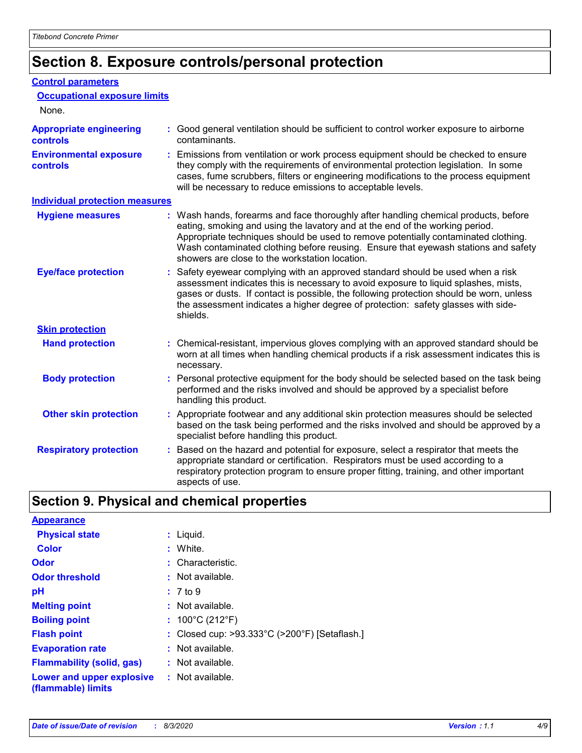# Section 8. Exposure controls/personal protection

## Control parameters

### Occupational exposure limits

None.

**Appropriate engineering controls** : Good general ventilation should be sufficient to control worker exposure to airborne contaminants.

**Environmental exposure controls** : Emissions from ventilation or work process equipment should be checked to ensure they comply with the requirements of environmental protection legislation. In some cases, fume scrubbers, filters or engineering modifications to the process equipment will be necessary to reduce emissions to acceptable levels.

## Individual protection measures

**Hygiene measures** : Wash hands, forearms and face thoroughly after handling chemical products, before eating, smoking and using the lavatory and at the end of the working period. Appropriate techniques should be used to remove potentially contaminated clothing. Wash contaminated clothing before reusing. Ensure that eyewash stations and safety showers are close to the workstation location.

**Eye/face protection** : Safety eyewear complying with an approved standard should be used when a risk assessment indicates this is necessary to avoid exposure to liquid splashes, mists, gases or dusts. If contact is possible, the following protection should be worn, unless the assessment indicates a higher degree of protection: safety glasses with side-shields.

### Skin protection

**Hand protection** : Chemical-resistant, impervious gloves complying with an approved standard should be worn at all times when handling chemical products if a risk assessment indicates this is necessary.

**Body protection** : Personal protective equipment for the body should be selected based on the task being performed and the risks involved and should be approved by a specialist before handling this product.

**Other skin protection** : Appropriate footwear and any additional skin protection measures should be selected based on the task being performed and the risks involved and should be approved by a specialist before handling this product.

**Respiratory protection** : Based on the hazard and potential for exposure, select a respirator that meets the appropriate standard or certification. Respirators must be used according to a respiratory protection program to ensure proper fitting, training, and other important aspects of use.

# Section 9. Physical and chemical properties

## Appearance

**Physical state** : Liquid.

**Color** : White.

**Odor** : Characteristic.

**Odor threshold** : Not available.

**pH** : 7 to 9

**Melting point** : Not available.

**Boiling point** : 100°C (212°F)

**Flash point** : Closed cup: >93.333°C (>200°F) [Setaflash.]

**Evaporation rate** : Not available.

**Flammability (solid, gas)** : Not available.

**Lower and upper explosive (flammable) limits** : Not available.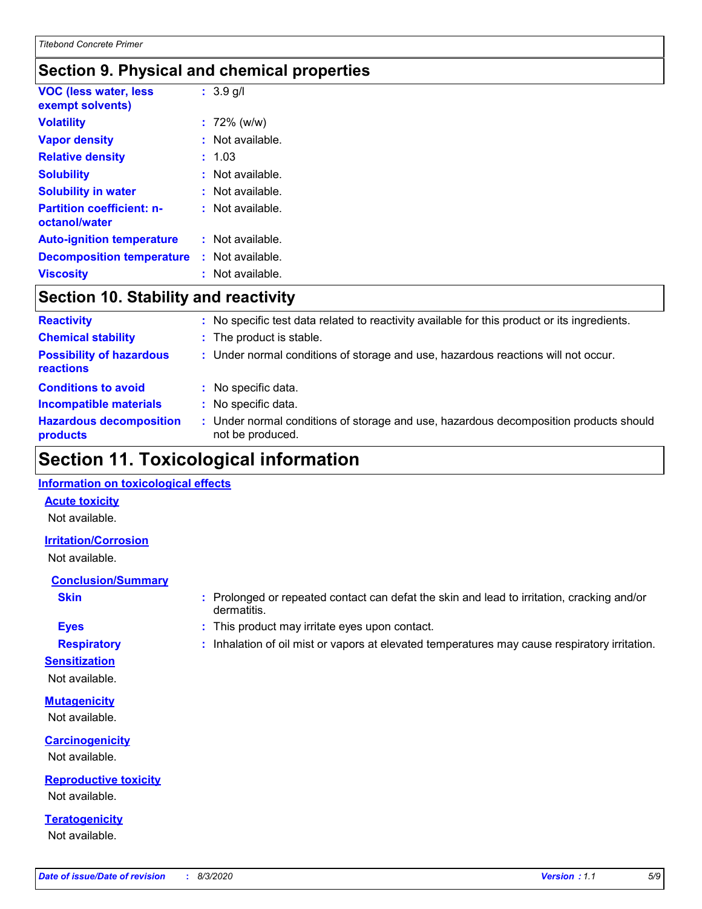## Section 9. Physical and chemical properties

| | |
|---|---|
| **VOC (less water, less exempt solvents)** | : 3.9 g/l |
| **Volatility** | : 72% (w/w) |
| **Vapor density** | : Not available. |
| **Relative density** | : 1.03 |
| **Solubility** | : Not available. |
| **Solubility in water** | : Not available. |
| **Partition coefficient: n-octanol/water** | : Not available. |
| **Auto-ignition temperature** | : Not available. |
| **Decomposition temperature** | : Not available. |
| **Viscosity** | : Not available. |

## Section 10. Stability and reactivity

| | |
|---|---|
| **Reactivity** | : No specific test data related to reactivity available for this product or its ingredients. |
| **Chemical stability** | : The product is stable. |
| **Possibility of hazardous reactions** | : Under normal conditions of storage and use, hazardous reactions will not occur. |
| **Conditions to avoid** | : No specific data. |
| **Incompatible materials** | : No specific data. |
| **Hazardous decomposition products** | : Under normal conditions of storage and use, hazardous decomposition products should not be produced. |

## Section 11. Toxicological information

**Information on toxicological effects**

**Acute toxicity**

Not available.

**Irritation/Corrosion**

Not available.

**Conclusion/Summary**

| | |
|---|---|
| **Skin** | : Prolonged or repeated contact can defat the skin and lead to irritation, cracking and/or dermatitis. |
| **Eyes** | : This product may irritate eyes upon contact. |
| **Respiratory** | : Inhalation of oil mist or vapors at elevated temperatures may cause respiratory irritation. |

**Sensitization**

Not available.

**Mutagenicity**

Not available.

**Carcinogenicity**

Not available.

**Reproductive toxicity**

Not available.

**Teratogenicity**

Not available.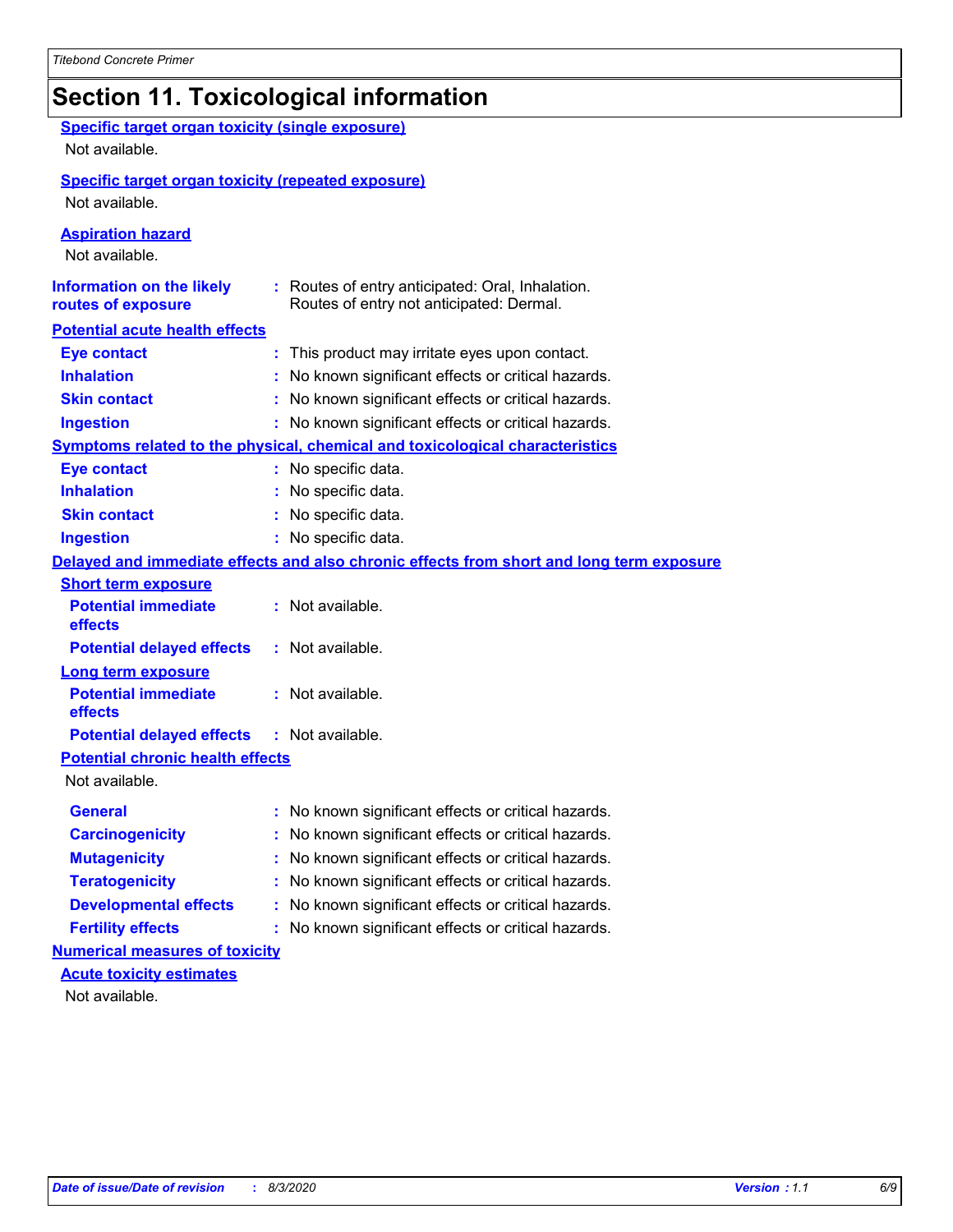# Section 11. Toxicological information

**Specific target organ toxicity (single exposure)**

Not available.

**Specific target organ toxicity (repeated exposure)**

Not available.

**Aspiration hazard**

Not available.

**Information on the likely routes of exposure** : Routes of entry anticipated: Oral, Inhalation. Routes of entry not anticipated: Dermal.

**Potential acute health effects**

| | |
|---|---|
| **Eye contact** | : This product may irritate eyes upon contact. |
| **Inhalation** | : No known significant effects or critical hazards. |
| **Skin contact** | : No known significant effects or critical hazards. |
| **Ingestion** | : No known significant effects or critical hazards. |

**Symptoms related to the physical, chemical and toxicological characteristics**

| | |
|---|---|
| **Eye contact** | : No specific data. |
| **Inhalation** | : No specific data. |
| **Skin contact** | : No specific data. |
| **Ingestion** | : No specific data. |

**Delayed and immediate effects and also chronic effects from short and long term exposure**

**Short term exposure**

| | |
|---|---|
| **Potential immediate effects** | : Not available. |
| **Potential delayed effects** | : Not available. |

**Long term exposure**

| | |
|---|---|
| **Potential immediate effects** | : Not available. |
| **Potential delayed effects** | : Not available. |

**Potential chronic health effects**

Not available.

| | |
|---|---|
| **General** | : No known significant effects or critical hazards. |
| **Carcinogenicity** | : No known significant effects or critical hazards. |
| **Mutagenicity** | : No known significant effects or critical hazards. |
| **Teratogenicity** | : No known significant effects or critical hazards. |
| **Developmental effects** | : No known significant effects or critical hazards. |
| **Fertility effects** | : No known significant effects or critical hazards. |

**Numerical measures of toxicity**

**Acute toxicity estimates**

Not available.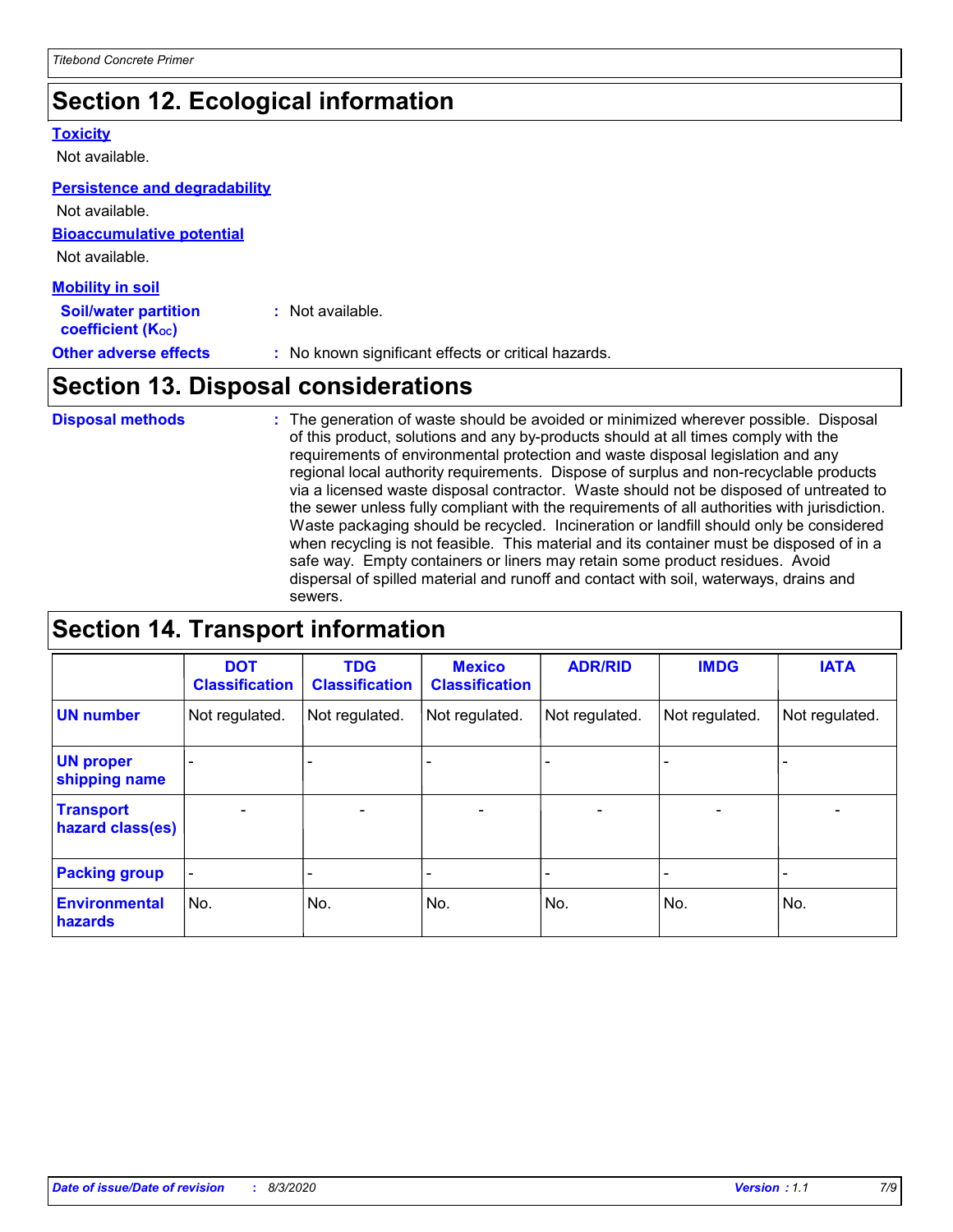# Section 12. Ecological information

**Toxicity**

Not available.

**Persistence and degradability**

Not available.

**Bioaccumulative potential**

Not available.

**Mobility in soil**

**Soil/water partition coefficient ($K_{OC}$)** : Not available.

**Other adverse effects** : No known significant effects or critical hazards.

# Section 13. Disposal considerations

**Disposal methods** : The generation of waste should be avoided or minimized wherever possible. Disposal of this product, solutions and any by-products should at all times comply with the requirements of environmental protection and waste disposal legislation and any regional local authority requirements. Dispose of surplus and non-recyclable products via a licensed waste disposal contractor. Waste should not be disposed of untreated to the sewer unless fully compliant with the requirements of all authorities with jurisdiction. Waste packaging should be recycled. Incineration or landfill should only be considered when recycling is not feasible. This material and its container must be disposed of in a safe way. Empty containers or liners may retain some product residues. Avoid dispersal of spilled material and runoff and contact with soil, waterways, drains and sewers.

# Section 14. Transport information

| | DOT Classification | TDG Classification | Mexico Classification | ADR/RID | IMDG | IATA |
|---|---|---|---|---|---|---|
| **UN number** | Not regulated. | Not regulated. | Not regulated. | Not regulated. | Not regulated. | Not regulated. |
| **UN proper shipping name** | - | - | - | - | - | - |
| **Transport hazard class(es)** | - | - | - | - | - | - |
| **Packing group** | - | - | - | - | - | - |
| **Environmental hazards** | No. | No. | No. | No. | No. | No. |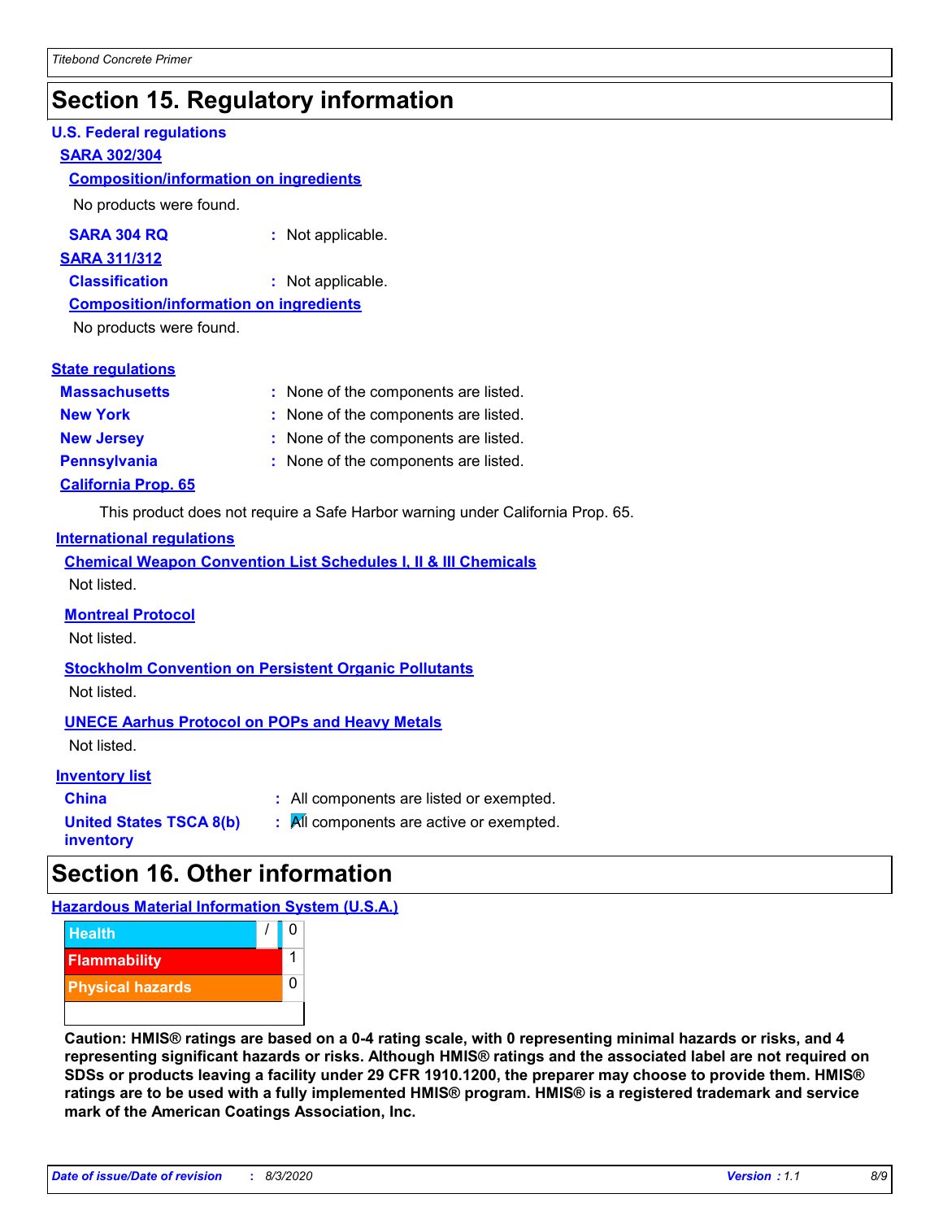# Section 15. Regulatory information

**U.S. Federal regulations**

**SARA 302/304**

**Composition/information on ingredients**

No products were found.

**SARA 304 RQ** : Not applicable.

**SARA 311/312**

**Classification** : Not applicable.

**Composition/information on ingredients**

No products were found.

**State regulations**

**Massachusetts** : None of the components are listed.

**New York** : None of the components are listed.

**New Jersey** : None of the components are listed.

**Pennsylvania** : None of the components are listed.

**California Prop. 65**

This product does not require a Safe Harbor warning under California Prop. 65.

**International regulations**

**Chemical Weapon Convention List Schedules I, II & III Chemicals**

Not listed.

**Montreal Protocol**

Not listed.

**Stockholm Convention on Persistent Organic Pollutants**

Not listed.

**UNECE Aarhus Protocol on POPs and Heavy Metals**

Not listed.

**Inventory list**

**China** : All components are listed or exempted.

**United States TSCA 8(b) inventory** : All components are active or exempted.

# Section 16. Other information

**Hazardous Material Information System (U.S.A.)**

| | | |
|---|---|---|
| Health | / | 0 |
| Flammability | | 1 |
| Physical hazards | | 0 |

**Caution: HMIS® ratings are based on a 0-4 rating scale, with 0 representing minimal hazards or risks, and 4 representing significant hazards or risks. Although HMIS® ratings and the associated label are not required on SDSs or products leaving a facility under 29 CFR 1910.1200, the preparer may choose to provide them. HMIS® ratings are to be used with a fully implemented HMIS® program. HMIS® is a registered trademark and service mark of the American Coatings Association, Inc.**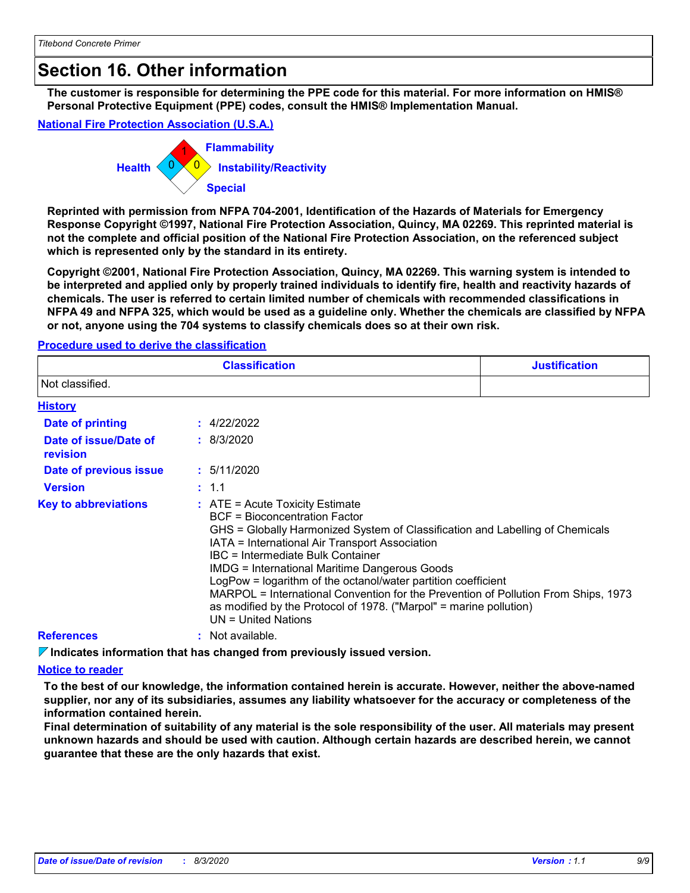# Section 16. Other information

**The customer is responsible for determining the PPE code for this material. For more information on HMIS® Personal Protective Equipment (PPE) codes, consult the HMIS® Implementation Manual.**

**National Fire Protection Association (U.S.A.)**

Flammability: 1

Health: 0

Instability/Reactivity: 0

Special

**Reprinted with permission from NFPA 704-2001, Identification of the Hazards of Materials for Emergency Response Copyright ©1997, National Fire Protection Association, Quincy, MA 02269. This reprinted material is not the complete and official position of the National Fire Protection Association, on the referenced subject which is represented only by the standard in its entirety.**

**Copyright ©2001, National Fire Protection Association, Quincy, MA 02269. This warning system is intended to be interpreted and applied only by properly trained individuals to identify fire, health and reactivity hazards of chemicals. The user is referred to certain limited number of chemicals with recommended classifications in NFPA 49 and NFPA 325, which would be used as a guideline only. Whether the chemicals are classified by NFPA or not, anyone using the 704 systems to classify chemicals does so at their own risk.**

**Procedure used to derive the classification**

| Classification | Justification |
| --- | --- |
| Not classified. | |

**History**

**Date of printing** : 4/22/2022

**Date of issue/Date of revision** : 8/3/2020

**Date of previous issue** : 5/11/2020

**Version** : 1.1

**Key to abbreviations** : ATE = Acute Toxicity Estimate
BCF = Bioconcentration Factor
GHS = Globally Harmonized System of Classification and Labelling of Chemicals
IATA = International Air Transport Association
IBC = Intermediate Bulk Container
IMDG = International Maritime Dangerous Goods
LogPow = logarithm of the octanol/water partition coefficient
MARPOL = International Convention for the Prevention of Pollution From Ships, 1973 as modified by the Protocol of 1978. ("Marpol" = marine pollution)
UN = United Nations

**References** : Not available.

**Indicates information that has changed from previously issued version.**

**Notice to reader**

**To the best of our knowledge, the information contained herein is accurate. However, neither the above-named supplier, nor any of its subsidiaries, assumes any liability whatsoever for the accuracy or completeness of the information contained herein.**

**Final determination of suitability of any material is the sole responsibility of the user. All materials may present unknown hazards and should be used with caution. Although certain hazards are described herein, we cannot guarantee that these are the only hazards that exist.**